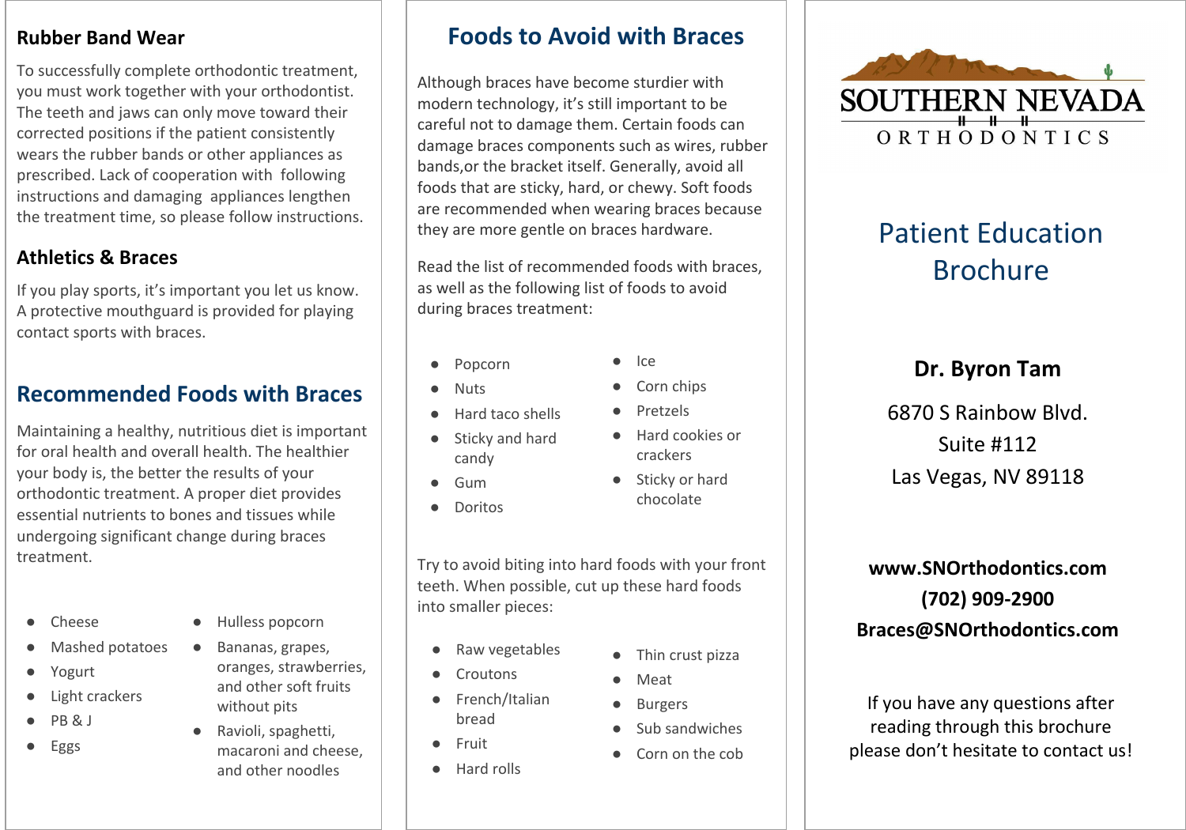## Rubber Band Wear

To successfully complete orthodontic treatment, you must work together with your orthodontist. The teeth and jaws can only move toward their corrected positions if the patient consistently wears the rubber bands or other appliances as prescribed. Lack of cooperation with following instructions and damaging appliances lengthen the treatment time, so please follow instructions.

## Athletics & Braces

If you play sports, it's important you let us know. A protective mouthguard is provided for playing contact sports with braces.

## Recommended Foods with Braces

Maintaining a healthy, nutritious diet is important for oral health and overall health. The healthier your body is, the better the results of your orthodontic treatment. A proper diet provides essential nutrients to bones and tissues while undergoing significant change during braces treatment.

- Cheese
- Mashed potatoes
- Yogurt
- Light crackers
- PB & J
- Eggs
- Hulless popcorn
- Bananas, grapes, oranges, strawberries, and other soft fruits without pits
- Ravioli, spaghetti, macaroni and cheese, and other noodles

## Foods to Avoid with Braces

Although braces have become sturdier with modern technology, it's still important to be careful not to damage them. Certain foods can damage braces components such as wires, rubber bands,or the bracket itself. Generally, avoid all foods that are sticky, hard, or chewy. Soft foods are recommended when wearing braces because they are more gentle on braces hardware.

Read the list of recommended foods with braces, as well as the following list of foods to avoid during braces treatment:

- Popcorn
- Nuts
- Hard taco shells
- Sticky and hard candy
- Gum
- Doritos
- Ice
- Corn chips
- Pretzels
- Hard cookies or crackers
- Sticky or hard chocolate

Try to avoid biting into hard foods with your front teeth. When possible, cut up these hard foods into smaller pieces:

- Raw vegetables
- Croutons
- French/Italian bread
- Fruit
- Hard rolls
- Thin crust pizza
- Meat
- Burgers
- Sub sandwiches
- Corn on the cob

SOUTHERN NEVADA ORTHODONTICS

# Patient Education Brochure

**Dr. Byron Tam**

6870 S Rainbow Blvd.
Suite #112
Las Vegas, NV 89118

**www.SNOrthodontics.com**
**(702) 909-2900**
**Braces@SNOrthodontics.com**

If you have any questions after reading through this brochure please don't hesitate to contact us!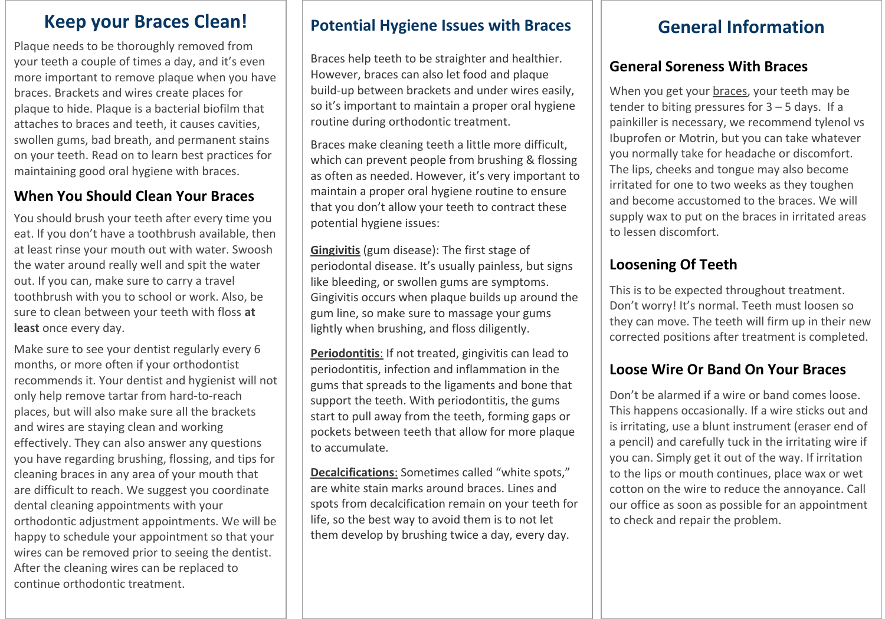# Keep your Braces Clean!

Plaque needs to be thoroughly removed from your teeth a couple of times a day, and it's even more important to remove plaque when you have braces. Brackets and wires create places for plaque to hide. Plaque is a bacterial biofilm that attaches to braces and teeth, it causes cavities, swollen gums, bad breath, and permanent stains on your teeth. Read on to learn best practices for maintaining good oral hygiene with braces.

## When You Should Clean Your Braces

You should brush your teeth after every time you eat. If you don't have a toothbrush available, then at least rinse your mouth out with water. Swoosh the water around really well and spit the water out. If you can, make sure to carry a travel toothbrush with you to school or work. Also, be sure to clean between your teeth with floss **at least** once every day.

Make sure to see your dentist regularly every 6 months, or more often if your orthodontist recommends it. Your dentist and hygienist will not only help remove tartar from hard-to-reach places, but will also make sure all the brackets and wires are staying clean and working effectively. They can also answer any questions you have regarding brushing, flossing, and tips for cleaning braces in any area of your mouth that are difficult to reach. We suggest you coordinate dental cleaning appointments with your orthodontic adjustment appointments. We will be happy to schedule your appointment so that your wires can be removed prior to seeing the dentist. After the cleaning wires can be replaced to continue orthodontic treatment.

# Potential Hygiene Issues with Braces

Braces help teeth to be straighter and healthier. However, braces can also let food and plaque build-up between brackets and under wires easily, so it's important to maintain a proper oral hygiene routine during orthodontic treatment.

Braces make cleaning teeth a little more difficult, which can prevent people from brushing & flossing as often as needed. However, it's very important to maintain a proper oral hygiene routine to ensure that you don't allow your teeth to contract these potential hygiene issues:

**Gingivitis** (gum disease): The first stage of periodontal disease. It's usually painless, but signs like bleeding, or swollen gums are symptoms. Gingivitis occurs when plaque builds up around the gum line, so make sure to massage your gums lightly when brushing, and floss diligently.

**Periodontitis**: If not treated, gingivitis can lead to periodontitis, infection and inflammation in the gums that spreads to the ligaments and bone that support the teeth. With periodontitis, the gums start to pull away from the teeth, forming gaps or pockets between teeth that allow for more plaque to accumulate.

**Decalcifications**: Sometimes called "white spots," are white stain marks around braces. Lines and spots from decalcification remain on your teeth for life, so the best way to avoid them is to not let them develop by brushing twice a day, every day.

# General Information

## General Soreness With Braces

When you get your braces, your teeth may be tender to biting pressures for 3 – 5 days. If a painkiller is necessary, we recommend tylenol vs Ibuprofen or Motrin, but you can take whatever you normally take for headache or discomfort. The lips, cheeks and tongue may also become irritated for one to two weeks as they toughen and become accustomed to the braces. We will supply wax to put on the braces in irritated areas to lessen discomfort.

## Loosening Of Teeth

This is to be expected throughout treatment. Don't worry! It's normal. Teeth must loosen so they can move. The teeth will firm up in their new corrected positions after treatment is completed.

## Loose Wire Or Band On Your Braces

Don't be alarmed if a wire or band comes loose. This happens occasionally. If a wire sticks out and is irritating, use a blunt instrument (eraser end of a pencil) and carefully tuck in the irritating wire if you can. Simply get it out of the way. If irritation to the lips or mouth continues, place wax or wet cotton on the wire to reduce the annoyance. Call our office as soon as possible for an appointment to check and repair the problem.